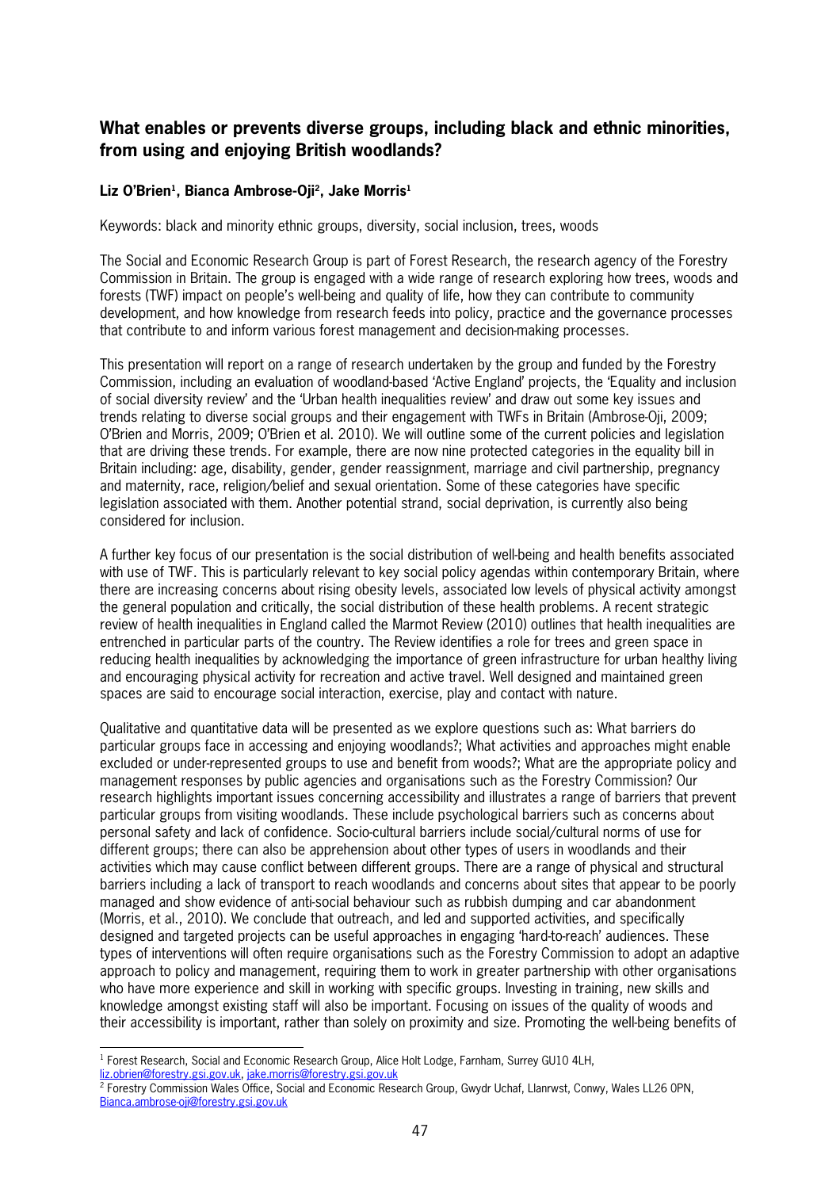## What enables or prevents diverse groups, including black and ethnic minorities, from using and enjoying British woodlands?

**Liz O'Brien[1], Bianca Ambrose-Oji[2], Jake Morris[1]**

Keywords: black and minority ethnic groups, diversity, social inclusion, trees, woods

The Social and Economic Research Group is part of Forest Research, the research agency of the Forestry Commission in Britain. The group is engaged with a wide range of research exploring how trees, woods and forests (TWF) impact on people's well-being and quality of life, how they can contribute to community development, and how knowledge from research feeds into policy, practice and the governance processes that contribute to and inform various forest management and decision-making processes.

This presentation will report on a range of research undertaken by the group and funded by the Forestry Commission, including an evaluation of woodland-based 'Active England' projects, the 'Equality and inclusion of social diversity review' and the 'Urban health inequalities review' and draw out some key issues and trends relating to diverse social groups and their engagement with TWFs in Britain (Ambrose-Oji, 2009; O'Brien and Morris, 2009; O'Brien et al. 2010). We will outline some of the current policies and legislation that are driving these trends. For example, there are now nine protected categories in the equality bill in Britain including: age, disability, gender, gender reassignment, marriage and civil partnership, pregnancy and maternity, race, religion/belief and sexual orientation. Some of these categories have specific legislation associated with them. Another potential strand, social deprivation, is currently also being considered for inclusion.

A further key focus of our presentation is the social distribution of well-being and health benefits associated with use of TWF. This is particularly relevant to key social policy agendas within contemporary Britain, where there are increasing concerns about rising obesity levels, associated low levels of physical activity amongst the general population and critically, the social distribution of these health problems. A recent strategic review of health inequalities in England called the Marmot Review (2010) outlines that health inequalities are entrenched in particular parts of the country. The Review identifies a role for trees and green space in reducing health inequalities by acknowledging the importance of green infrastructure for urban healthy living and encouraging physical activity for recreation and active travel. Well designed and maintained green spaces are said to encourage social interaction, exercise, play and contact with nature.

Qualitative and quantitative data will be presented as we explore questions such as: What barriers do particular groups face in accessing and enjoying woodlands?; What activities and approaches might enable excluded or under-represented groups to use and benefit from woods?; What are the appropriate policy and management responses by public agencies and organisations such as the Forestry Commission? Our research highlights important issues concerning accessibility and illustrates a range of barriers that prevent particular groups from visiting woodlands. These include psychological barriers such as concerns about personal safety and lack of confidence. Socio-cultural barriers include social/cultural norms of use for different groups; there can also be apprehension about other types of users in woodlands and their activities which may cause conflict between different groups. There are a range of physical and structural barriers including a lack of transport to reach woodlands and concerns about sites that appear to be poorly managed and show evidence of anti-social behaviour such as rubbish dumping and car abandonment (Morris, et al., 2010). We conclude that outreach, and led and supported activities, and specifically designed and targeted projects can be useful approaches in engaging 'hard-to-reach' audiences. These types of interventions will often require organisations such as the Forestry Commission to adopt an adaptive approach to policy and management, requiring them to work in greater partnership with other organisations who have more experience and skill in working with specific groups. Investing in training, new skills and knowledge amongst existing staff will also be important. Focusing on issues of the quality of woods and their accessibility is important, rather than solely on proximity and size. Promoting the well-being benefits of

---

[1] Forest Research, Social and Economic Research Group, Alice Holt Lodge, Farnham, Surrey GU10 4LH, liz.obrien@forestry.gsi.gov.uk, jake.morris@forestry.gsi.gov.uk

[2] Forestry Commission Wales Office, Social and Economic Research Group, Gwydr Uchaf, Llanrwst, Conwy, Wales LL26 0PN, Bianca.ambrose-oji@forestry.gsi.gov.uk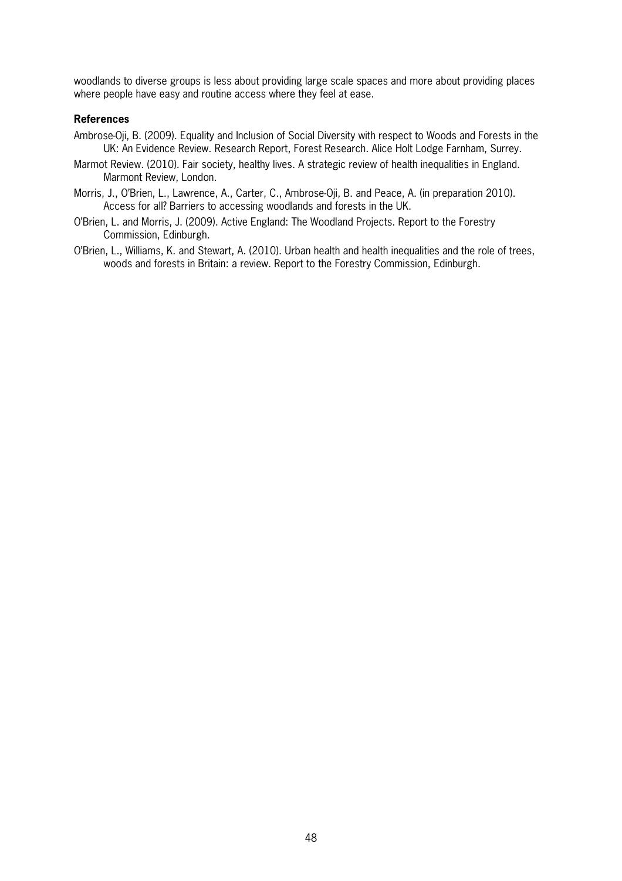woodlands to diverse groups is less about providing large scale spaces and more about providing places where people have easy and routine access where they feel at ease.

**References**

Ambrose-Oji, B. (2009). Equality and Inclusion of Social Diversity with respect to Woods and Forests in the UK: An Evidence Review. Research Report, Forest Research. Alice Holt Lodge Farnham, Surrey.

Marmot Review. (2010). Fair society, healthy lives. A strategic review of health inequalities in England. Marmont Review, London.

Morris, J., O'Brien, L., Lawrence, A., Carter, C., Ambrose-Oji, B. and Peace, A. (in preparation 2010). Access for all? Barriers to accessing woodlands and forests in the UK.

O'Brien, L. and Morris, J. (2009). Active England: The Woodland Projects. Report to the Forestry Commission, Edinburgh.

O'Brien, L., Williams, K. and Stewart, A. (2010). Urban health and health inequalities and the role of trees, woods and forests in Britain: a review. Report to the Forestry Commission, Edinburgh.